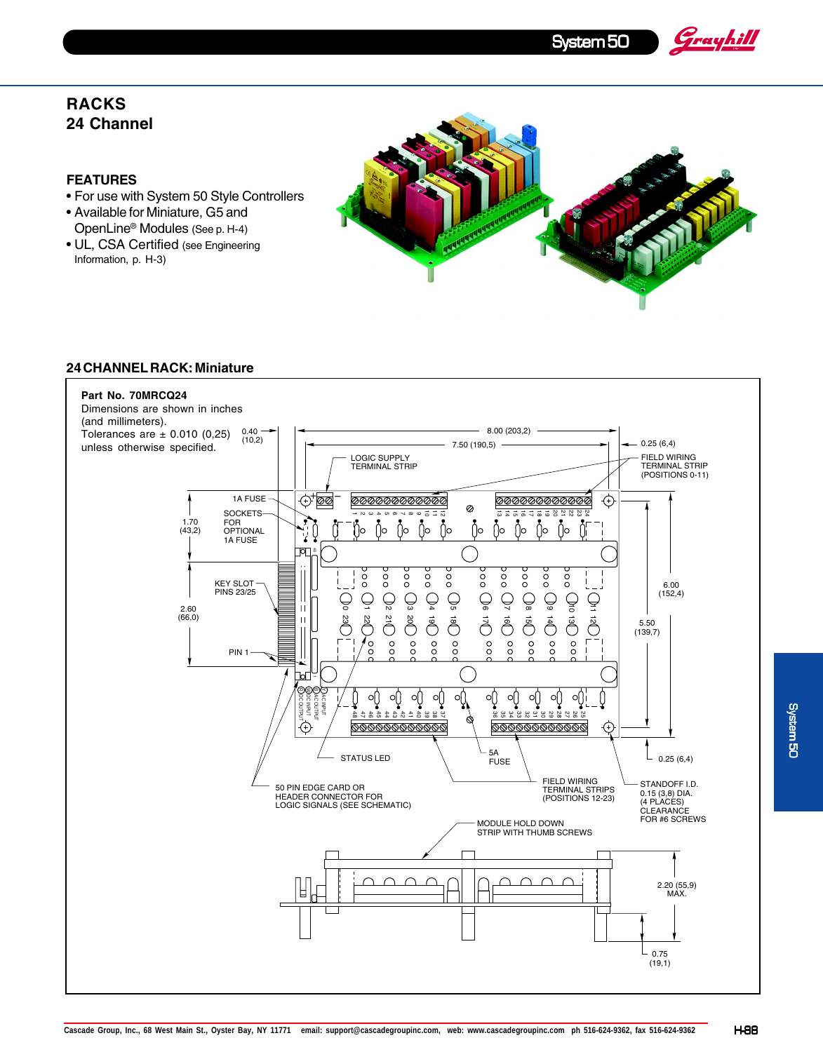## RACKS

## 24 Channel

### FEATURES

- For use with System 50 Style Controllers
- Available for Miniature, G5 and OpenLine® Modules (See p. H-4)
- UL, CSA Certified (see Engineering Information, p. H-3)

### 24 CHANNEL RACK: Miniature

**Part No. 70MRCQ24**

Dimensions are shown in inches (and millimeters).
Tolerances are ± 0.010 (0,25) unless otherwise specified.

0.40 (10,2)

8.00 (203,2)

7.50 (190,5)

0.25 (6,4)

LOGIC SUPPLY TERMINAL STRIP

FIELD WIRING TERMINAL STRIP (POSITIONS 0-11)

1A FUSE

SOCKETS FOR OPTIONAL 1A FUSE

1.70 (43,2)

KEY SLOT PINS 23/25

2.60 (66,0)

PIN 1

6.00 (152,4)

5.50 (139,7)

0.25 (6,4)

STATUS LED

5A FUSE

50 PIN EDGE CARD OR HEADER CONNECTOR FOR LOGIC SIGNALS (SEE SCHEMATIC)

FIELD WIRING TERMINAL STRIPS (POSITIONS 12-23)

STANDOFF I.D. 0.15 (3,8) DIA. (4 PLACES) CLEARANCE FOR #6 SCREWS

MODULE HOLD DOWN STRIP WITH THUMB SCREWS

2.20 (55,9) MAX.

0.75 (19,1)

Cascade Group, Inc., 68 West Main St., Oyster Bay, NY 11771 email: support@cascadegroupinc.com, web: www.cascadegroupinc.com ph 516-624-9362, fax 516-624-9362